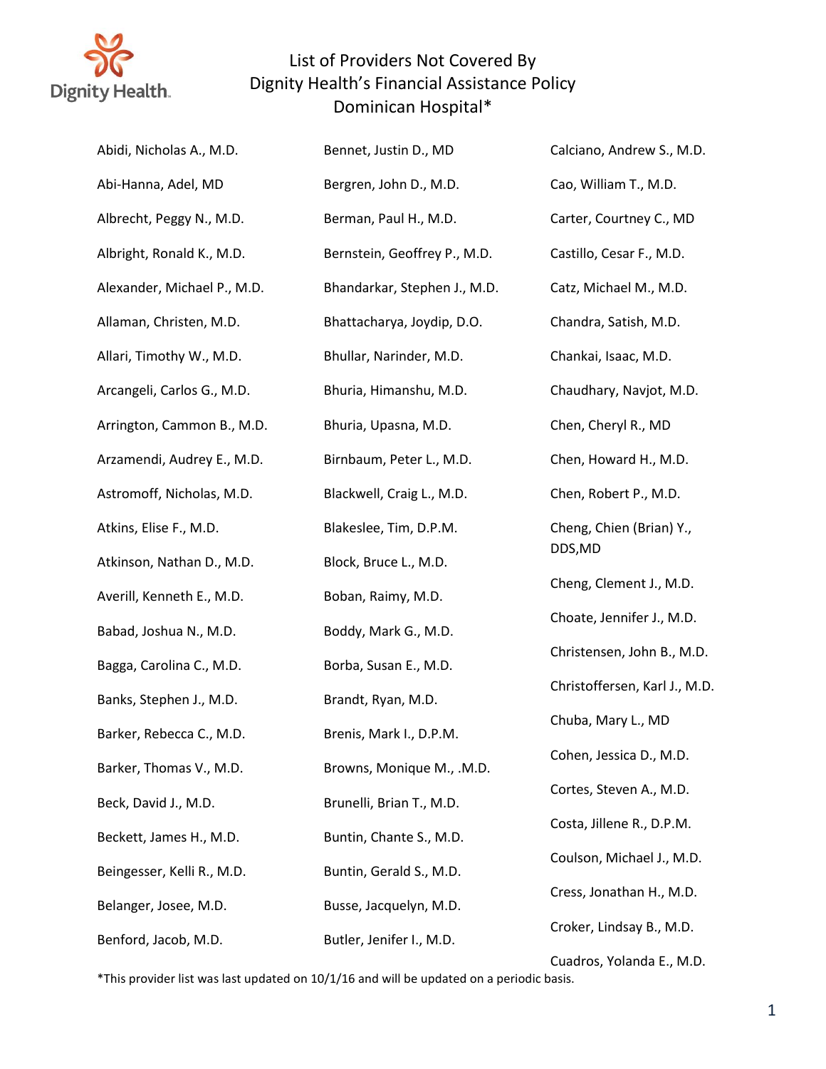# List of Providers Not Covered By Dignity Health's Financial Assistance Policy
## Dominican Hospital*

Abidi, Nicholas A., M.D.

Abi-Hanna, Adel, MD

Albrecht, Peggy N., M.D.

Albright, Ronald K., M.D.

Alexander, Michael P., M.D.

Allaman, Christen, M.D.

Allari, Timothy W., M.D.

Arcangeli, Carlos G., M.D.

Arrington, Cammon B., M.D.

Arzamendi, Audrey E., M.D.

Astromoff, Nicholas, M.D.

Atkins, Elise F., M.D.

Atkinson, Nathan D., M.D.

Averill, Kenneth E., M.D.

Babad, Joshua N., M.D.

Bagga, Carolina C., M.D.

Banks, Stephen J., M.D.

Barker, Rebecca C., M.D.

Barker, Thomas V., M.D.

Beck, David J., M.D.

Beckett, James H., M.D.

Beingesser, Kelli R., M.D.

Belanger, Josee, M.D.

Benford, Jacob, M.D.

Bennet, Justin D., MD

Bergren, John D., M.D.

Berman, Paul H., M.D.

Bernstein, Geoffrey P., M.D.

Bhandarkar, Stephen J., M.D.

Bhattacharya, Joydip, D.O.

Bhullar, Narinder, M.D.

Bhuria, Himanshu, M.D.

Bhuria, Upasna, M.D.

Birnbaum, Peter L., M.D.

Blackwell, Craig L., M.D.

Blakeslee, Tim, D.P.M.

Block, Bruce L., M.D.

Boban, Raimy, M.D.

Boddy, Mark G., M.D.

Borba, Susan E., M.D.

Brandt, Ryan, M.D.

Brenis, Mark I., D.P.M.

Browns, Monique M., .M.D.

Brunelli, Brian T., M.D.

Buntin, Chante S., M.D.

Buntin, Gerald S., M.D.

Busse, Jacquelyn, M.D.

Butler, Jenifer I., M.D.

Calciano, Andrew S., M.D.

Cao, William T., M.D.

Carter, Courtney C., MD

Castillo, Cesar F., M.D.

Catz, Michael M., M.D.

Chandra, Satish, M.D.

Chankai, Isaac, M.D.

Chaudhary, Navjot, M.D.

Chen, Cheryl R., MD

Chen, Howard H., M.D.

Chen, Robert P., M.D.

Cheng, Chien (Brian) Y., DDS,MD

Cheng, Clement J., M.D.

Choate, Jennifer J., M.D.

Christensen, John B., M.D.

Christoffersen, Karl J., M.D.

Chuba, Mary L., MD

Cohen, Jessica D., M.D.

Cortes, Steven A., M.D.

Costa, Jillene R., D.P.M.

Coulson, Michael J., M.D.

Cress, Jonathan H., M.D.

Croker, Lindsay B., M.D.

Cuadros, Yolanda E., M.D.

*This provider list was last updated on 10/1/16 and will be updated on a periodic basis.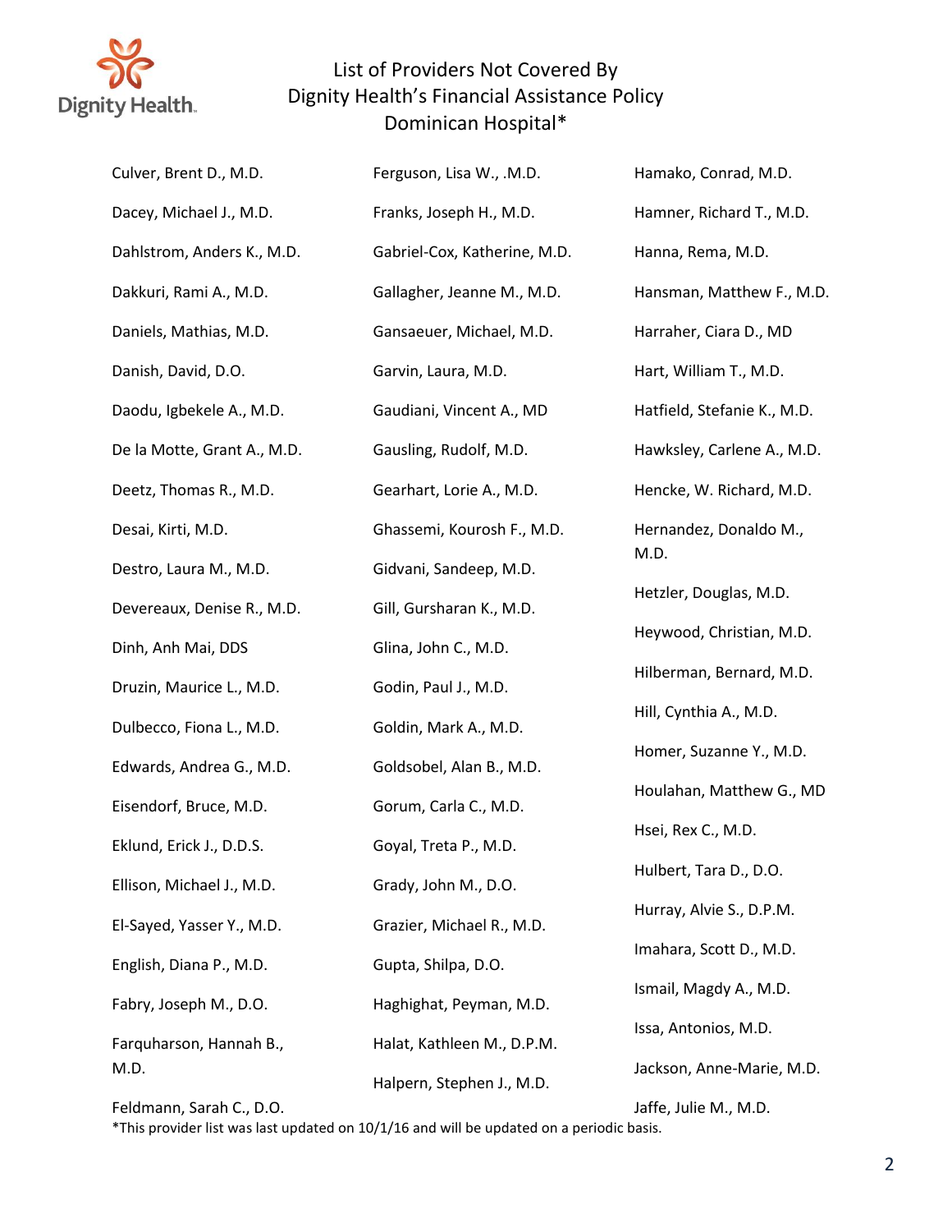# List of Providers Not Covered By Dignity Health's Financial Assistance Policy Dominican Hospital*

Culver, Brent D., M.D.

Dacey, Michael J., M.D.

Dahlstrom, Anders K., M.D.

Dakkuri, Rami A., M.D.

Daniels, Mathias, M.D.

Danish, David, D.O.

Daodu, Igbekele A., M.D.

De la Motte, Grant A., M.D.

Deetz, Thomas R., M.D.

Desai, Kirti, M.D.

Destro, Laura M., M.D.

Devereaux, Denise R., M.D.

Dinh, Anh Mai, DDS

Druzin, Maurice L., M.D.

Dulbecco, Fiona L., M.D.

Edwards, Andrea G., M.D.

Eisendorf, Bruce, M.D.

Eklund, Erick J., D.D.S.

Ellison, Michael J., M.D.

El-Sayed, Yasser Y., M.D.

English, Diana P., M.D.

Fabry, Joseph M., D.O.

Farquharson, Hannah B., M.D.

Feldmann, Sarah C., D.O.

Ferguson, Lisa W., .M.D.

Franks, Joseph H., M.D.

Gabriel-Cox, Katherine, M.D.

Gallagher, Jeanne M., M.D.

Gansaeuer, Michael, M.D.

Garvin, Laura, M.D.

Gaudiani, Vincent A., MD

Gausling, Rudolf, M.D.

Gearhart, Lorie A., M.D.

Ghassemi, Kourosh F., M.D.

Gidvani, Sandeep, M.D.

Gill, Gursharan K., M.D.

Glina, John C., M.D.

Godin, Paul J., M.D.

Goldin, Mark A., M.D.

Goldsobel, Alan B., M.D.

Gorum, Carla C., M.D.

Goyal, Treta P., M.D.

Grady, John M., D.O.

Grazier, Michael R., M.D.

Gupta, Shilpa, D.O.

Haghighat, Peyman, M.D.

Halat, Kathleen M., D.P.M.

Halpern, Stephen J., M.D.

Hamako, Conrad, M.D.

Hamner, Richard T., M.D.

Hanna, Rema, M.D.

Hansman, Matthew F., M.D.

Harraher, Ciara D., MD

Hart, William T., M.D.

Hatfield, Stefanie K., M.D.

Hawksley, Carlene A., M.D.

Hencke, W. Richard, M.D.

Hernandez, Donaldo M., M.D.

Hetzler, Douglas, M.D.

Heywood, Christian, M.D.

Hilberman, Bernard, M.D.

Hill, Cynthia A., M.D.

Homer, Suzanne Y., M.D.

Houlahan, Matthew G., MD

Hsei, Rex C., M.D.

Hulbert, Tara D., D.O.

Hurray, Alvie S., D.P.M.

Imahara, Scott D., M.D.

Ismail, Magdy A., M.D.

Issa, Antonios, M.D.

Jackson, Anne-Marie, M.D.

Jaffe, Julie M., M.D.

*This provider list was last updated on 10/1/16 and will be updated on a periodic basis.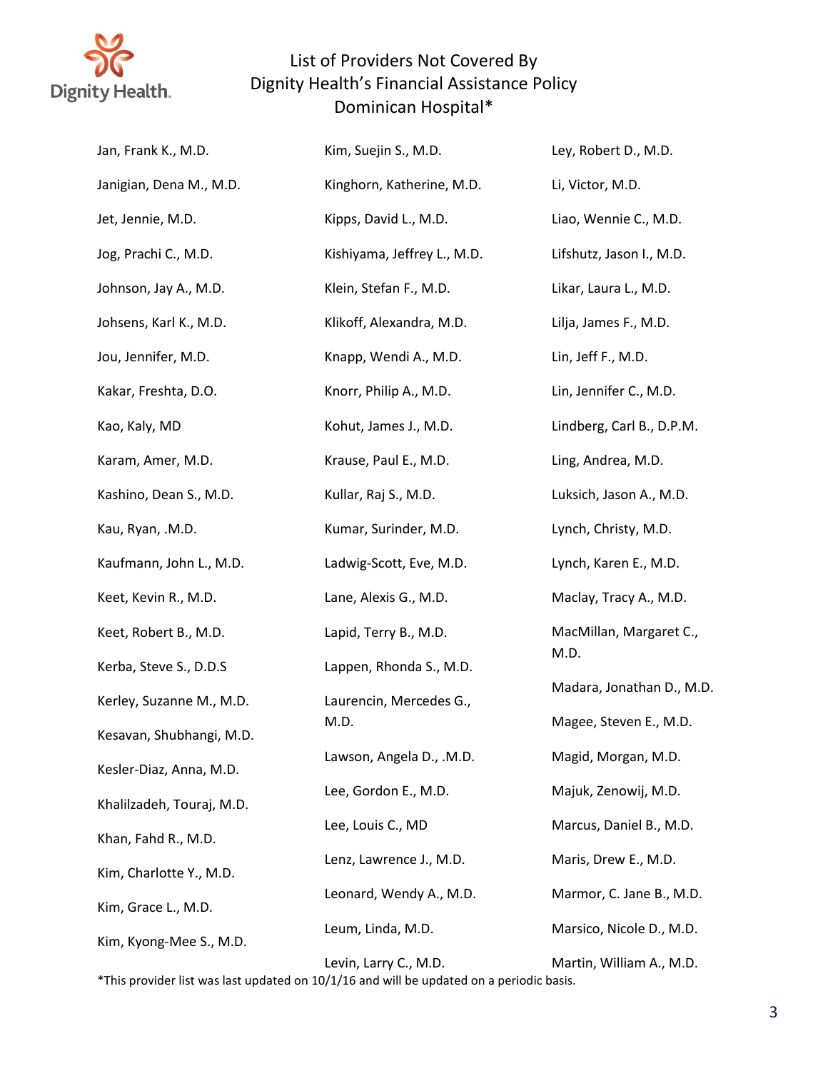# List of Providers Not Covered By Dignity Health's Financial Assistance Policy Dominican Hospital*

Jan, Frank K., M.D.

Janigian, Dena M., M.D.

Jet, Jennie, M.D.

Jog, Prachi C., M.D.

Johnson, Jay A., M.D.

Johsens, Karl K., M.D.

Jou, Jennifer, M.D.

Kakar, Freshta, D.O.

Kao, Kaly, MD

Karam, Amer, M.D.

Kashino, Dean S., M.D.

Kau, Ryan, .M.D.

Kaufmann, John L., M.D.

Keet, Kevin R., M.D.

Keet, Robert B., M.D.

Kerba, Steve S., D.D.S

Kerley, Suzanne M., M.D.

Kesavan, Shubhangi, M.D.

Kesler-Diaz, Anna, M.D.

Khalilzadeh, Touraj, M.D.

Khan, Fahd R., M.D.

Kim, Charlotte Y., M.D.

Kim, Grace L., M.D.

Kim, Kyong-Mee S., M.D.

Kim, Suejin S., M.D.

Kinghorn, Katherine, M.D.

Kipps, David L., M.D.

Kishiyama, Jeffrey L., M.D.

Klein, Stefan F., M.D.

Klikoff, Alexandra, M.D.

Knapp, Wendi A., M.D.

Knorr, Philip A., M.D.

Kohut, James J., M.D.

Krause, Paul E., M.D.

Kullar, Raj S., M.D.

Kumar, Surinder, M.D.

Ladwig-Scott, Eve, M.D.

Lane, Alexis G., M.D.

Lapid, Terry B., M.D.

Lappen, Rhonda S., M.D.

Laurencin, Mercedes G., M.D.

Lawson, Angela D., .M.D.

Lee, Gordon E., M.D.

Lee, Louis C., MD

Lenz, Lawrence J., M.D.

Leonard, Wendy A., M.D.

Leum, Linda, M.D.

Levin, Larry C., M.D.

Ley, Robert D., M.D.

Li, Victor, M.D.

Liao, Wennie C., M.D.

Lifshutz, Jason I., M.D.

Likar, Laura L., M.D.

Lilja, James F., M.D.

Lin, Jeff F., M.D.

Lin, Jennifer C., M.D.

Lindberg, Carl B., D.P.M.

Ling, Andrea, M.D.

Luksich, Jason A., M.D.

Lynch, Christy, M.D.

Lynch, Karen E., M.D.

Maclay, Tracy A., M.D.

MacMillan, Margaret C., M.D.

Madara, Jonathan D., M.D.

Magee, Steven E., M.D.

Magid, Morgan, M.D.

Majuk, Zenowij, M.D.

Marcus, Daniel B., M.D.

Maris, Drew E., M.D.

Marmor, C. Jane B., M.D.

Marsico, Nicole D., M.D.

Martin, William A., M.D.

*This provider list was last updated on 10/1/16 and will be updated on a periodic basis.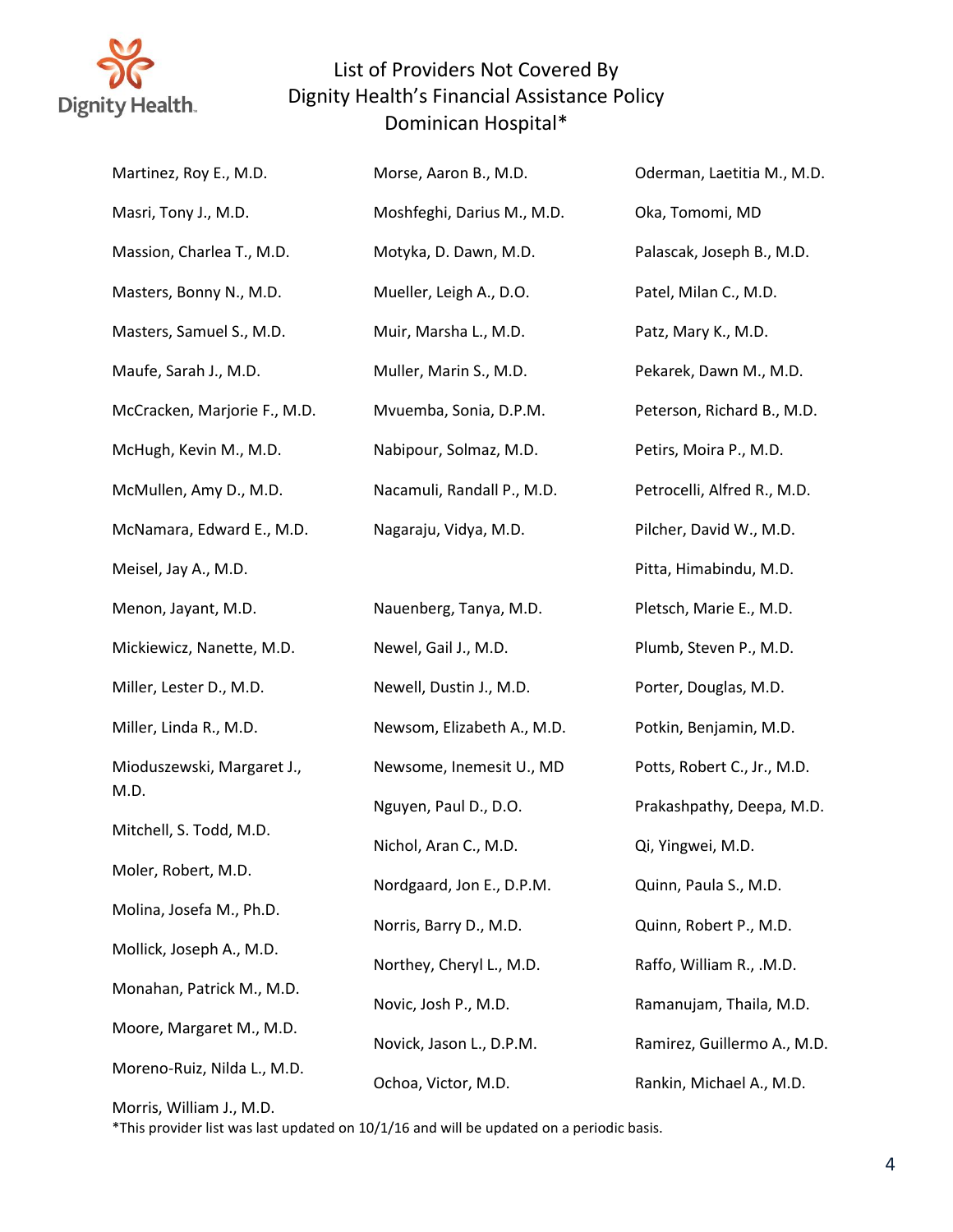# List of Providers Not Covered By Dignity Health's Financial Assistance Policy Dominican Hospital*

Martinez, Roy E., M.D.

Masri, Tony J., M.D.

Massion, Charlea T., M.D.

Masters, Bonny N., M.D.

Masters, Samuel S., M.D.

Maufe, Sarah J., M.D.

McCracken, Marjorie F., M.D.

McHugh, Kevin M., M.D.

McMullen, Amy D., M.D.

McNamara, Edward E., M.D.

Meisel, Jay A., M.D.

Menon, Jayant, M.D.

Mickiewicz, Nanette, M.D.

Miller, Lester D., M.D.

Miller, Linda R., M.D.

Mioduszewski, Margaret J., M.D.

Mitchell, S. Todd, M.D.

Moler, Robert, M.D.

Molina, Josefa M., Ph.D.

Mollick, Joseph A., M.D.

Monahan, Patrick M., M.D.

Moore, Margaret M., M.D.

Moreno-Ruiz, Nilda L., M.D.

Morris, William J., M.D.

Morse, Aaron B., M.D.

Moshfeghi, Darius M., M.D.

Motyka, D. Dawn, M.D.

Mueller, Leigh A., D.O.

Muir, Marsha L., M.D.

Muller, Marin S., M.D.

Mvuemba, Sonia, D.P.M.

Nabipour, Solmaz, M.D.

Nacamuli, Randall P., M.D.

Nagaraju, Vidya, M.D.

Nauenberg, Tanya, M.D.

Newel, Gail J., M.D.

Newell, Dustin J., M.D.

Newsom, Elizabeth A., M.D.

Newsome, Inemesit U., MD

Nguyen, Paul D., D.O.

Nichol, Aran C., M.D.

Nordgaard, Jon E., D.P.M.

Norris, Barry D., M.D.

Northey, Cheryl L., M.D.

Novic, Josh P., M.D.

Novick, Jason L., D.P.M.

Ochoa, Victor, M.D.

Oderman, Laetitia M., M.D.

Oka, Tomomi, MD

Palascak, Joseph B., M.D.

Patel, Milan C., M.D.

Patz, Mary K., M.D.

Pekarek, Dawn M., M.D.

Peterson, Richard B., M.D.

Petirs, Moira P., M.D.

Petrocelli, Alfred R., M.D.

Pilcher, David W., M.D.

Pitta, Himabindu, M.D.

Pletsch, Marie E., M.D.

Plumb, Steven P., M.D.

Porter, Douglas, M.D.

Potkin, Benjamin, M.D.

Potts, Robert C., Jr., M.D.

Prakashpathy, Deepa, M.D.

Qi, Yingwei, M.D.

Quinn, Paula S., M.D.

Quinn, Robert P., M.D.

Raffo, William R., .M.D.

Ramanujam, Thaila, M.D.

Ramirez, Guillermo A., M.D.

Rankin, Michael A., M.D.

*This provider list was last updated on 10/1/16 and will be updated on a periodic basis.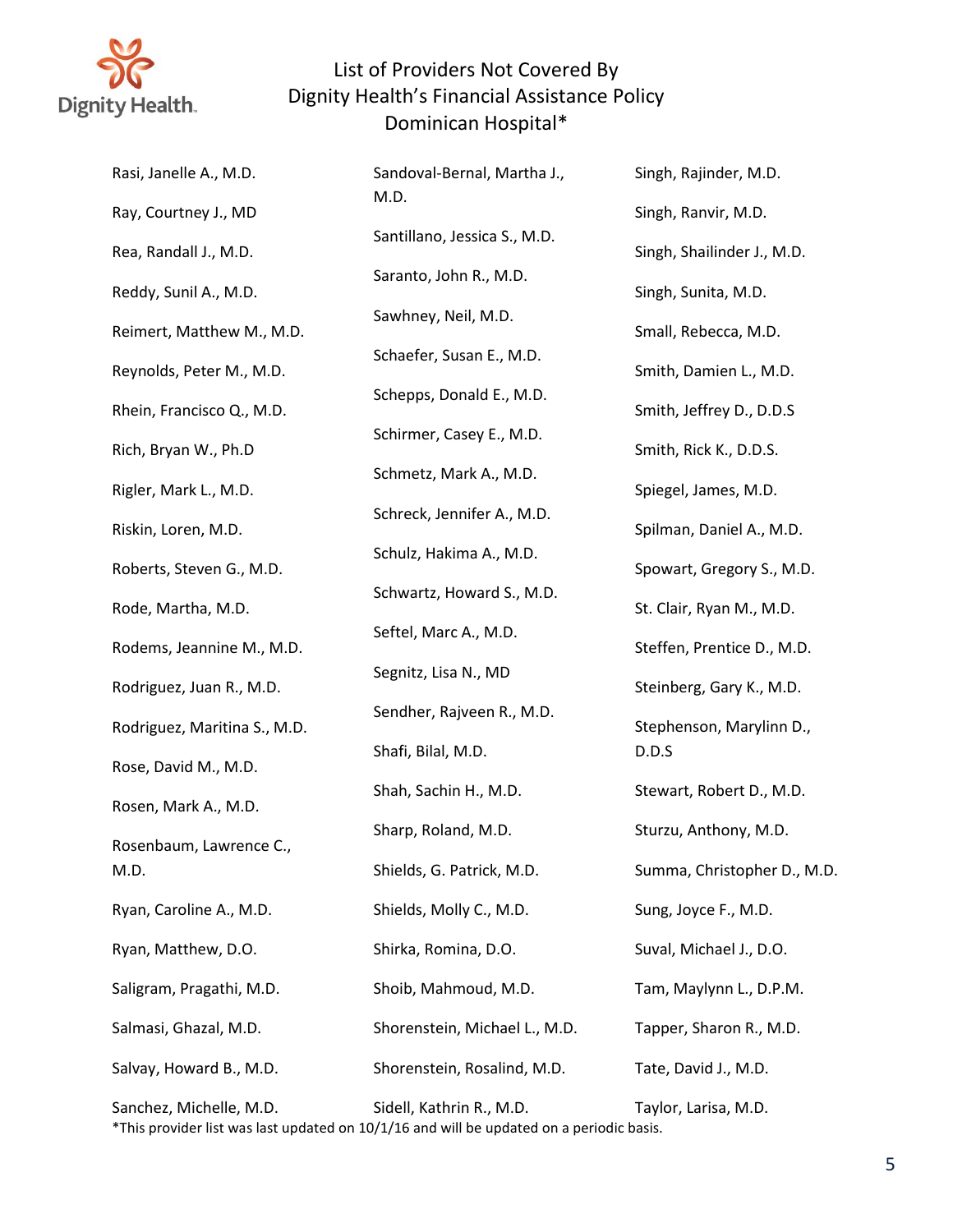# List of Providers Not Covered By Dignity Health's Financial Assistance Policy Dominican Hospital*

Rasi, Janelle A., M.D.

Ray, Courtney J., MD

Rea, Randall J., M.D.

Reddy, Sunil A., M.D.

Reimert, Matthew M., M.D.

Reynolds, Peter M., M.D.

Rhein, Francisco Q., M.D.

Rich, Bryan W., Ph.D

Rigler, Mark L., M.D.

Riskin, Loren, M.D.

Roberts, Steven G., M.D.

Rode, Martha, M.D.

Rodems, Jeannine M., M.D.

Rodriguez, Juan R., M.D.

Rodriguez, Maritina S., M.D.

Rose, David M., M.D.

Rosen, Mark A., M.D.

Rosenbaum, Lawrence C., M.D.

Ryan, Caroline A., M.D.

Ryan, Matthew, D.O.

Saligram, Pragathi, M.D.

Salmasi, Ghazal, M.D.

Salvay, Howard B., M.D.

Sanchez, Michelle, M.D.

Sandoval-Bernal, Martha J., M.D.

Santillano, Jessica S., M.D.

Saranto, John R., M.D.

Sawhney, Neil, M.D.

Schaefer, Susan E., M.D.

Schepps, Donald E., M.D.

Schirmer, Casey E., M.D.

Schmetz, Mark A., M.D.

Schreck, Jennifer A., M.D.

Schulz, Hakima A., M.D.

Schwartz, Howard S., M.D.

Seftel, Marc A., M.D.

Segnitz, Lisa N., MD

Sendher, Rajveen R., M.D.

Shafi, Bilal, M.D.

Shah, Sachin H., M.D.

Sharp, Roland, M.D.

Shields, G. Patrick, M.D.

Shields, Molly C., M.D.

Shirka, Romina, D.O.

Shoib, Mahmoud, M.D.

Shorenstein, Michael L., M.D.

Shorenstein, Rosalind, M.D.

Sidell, Kathrin R., M.D.

Singh, Rajinder, M.D.

Singh, Ranvir, M.D.

Singh, Shailinder J., M.D.

Singh, Sunita, M.D.

Small, Rebecca, M.D.

Smith, Damien L., M.D.

Smith, Jeffrey D., D.D.S

Smith, Rick K., D.D.S.

Spiegel, James, M.D.

Spilman, Daniel A., M.D.

Spowart, Gregory S., M.D.

St. Clair, Ryan M., M.D.

Steffen, Prentice D., M.D.

Steinberg, Gary K., M.D.

Stephenson, Marylinn D., D.D.S

Stewart, Robert D., M.D.

Sturzu, Anthony, M.D.

Summa, Christopher D., M.D.

Sung, Joyce F., M.D.

Suval, Michael J., D.O.

Tam, Maylynn L., D.P.M.

Tapper, Sharon R., M.D.

Tate, David J., M.D.

Taylor, Larisa, M.D.

*This provider list was last updated on 10/1/16 and will be updated on a periodic basis.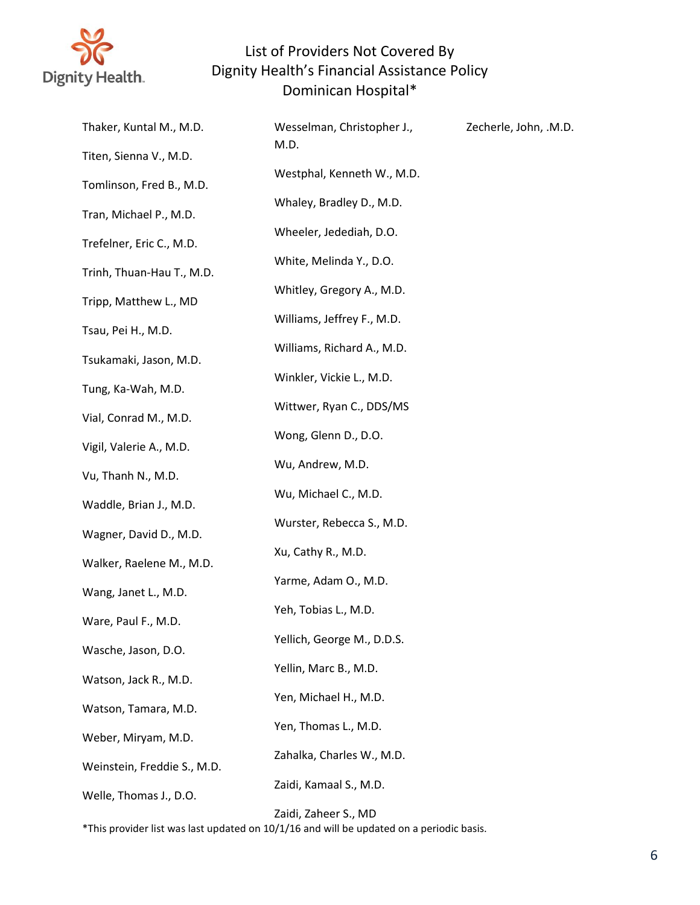# List of Providers Not Covered By Dignity Health's Financial Assistance Policy Dominican Hospital*

Thaker, Kuntal M., M.D.

Titen, Sienna V., M.D.

Tomlinson, Fred B., M.D.

Tran, Michael P., M.D.

Trefelner, Eric C., M.D.

Trinh, Thuan-Hau T., M.D.

Tripp, Matthew L., MD

Tsau, Pei H., M.D.

Tsukamaki, Jason, M.D.

Tung, Ka-Wah, M.D.

Vial, Conrad M., M.D.

Vigil, Valerie A., M.D.

Vu, Thanh N., M.D.

Waddle, Brian J., M.D.

Wagner, David D., M.D.

Walker, Raelene M., M.D.

Wang, Janet L., M.D.

Ware, Paul F., M.D.

Wasche, Jason, D.O.

Watson, Jack R., M.D.

Watson, Tamara, M.D.

Weber, Miryam, M.D.

Weinstein, Freddie S., M.D.

Welle, Thomas J., D.O.

Wesselman, Christopher J., M.D.

Westphal, Kenneth W., M.D.

Whaley, Bradley D., M.D.

Wheeler, Jedediah, D.O.

White, Melinda Y., D.O.

Whitley, Gregory A., M.D.

Williams, Jeffrey F., M.D.

Williams, Richard A., M.D.

Winkler, Vickie L., M.D.

Wittwer, Ryan C., DDS/MS

Wong, Glenn D., D.O.

Wu, Andrew, M.D.

Wu, Michael C., M.D.

Wurster, Rebecca S., M.D.

Xu, Cathy R., M.D.

Yarme, Adam O., M.D.

Yeh, Tobias L., M.D.

Yellich, George M., D.D.S.

Yellin, Marc B., M.D.

Yen, Michael H., M.D.

Yen, Thomas L., M.D.

Zahalka, Charles W., M.D.

Zaidi, Kamaal S., M.D.

Zaidi, Zaheer S., MD

Zecherle, John, .M.D.

*This provider list was last updated on 10/1/16 and will be updated on a periodic basis.